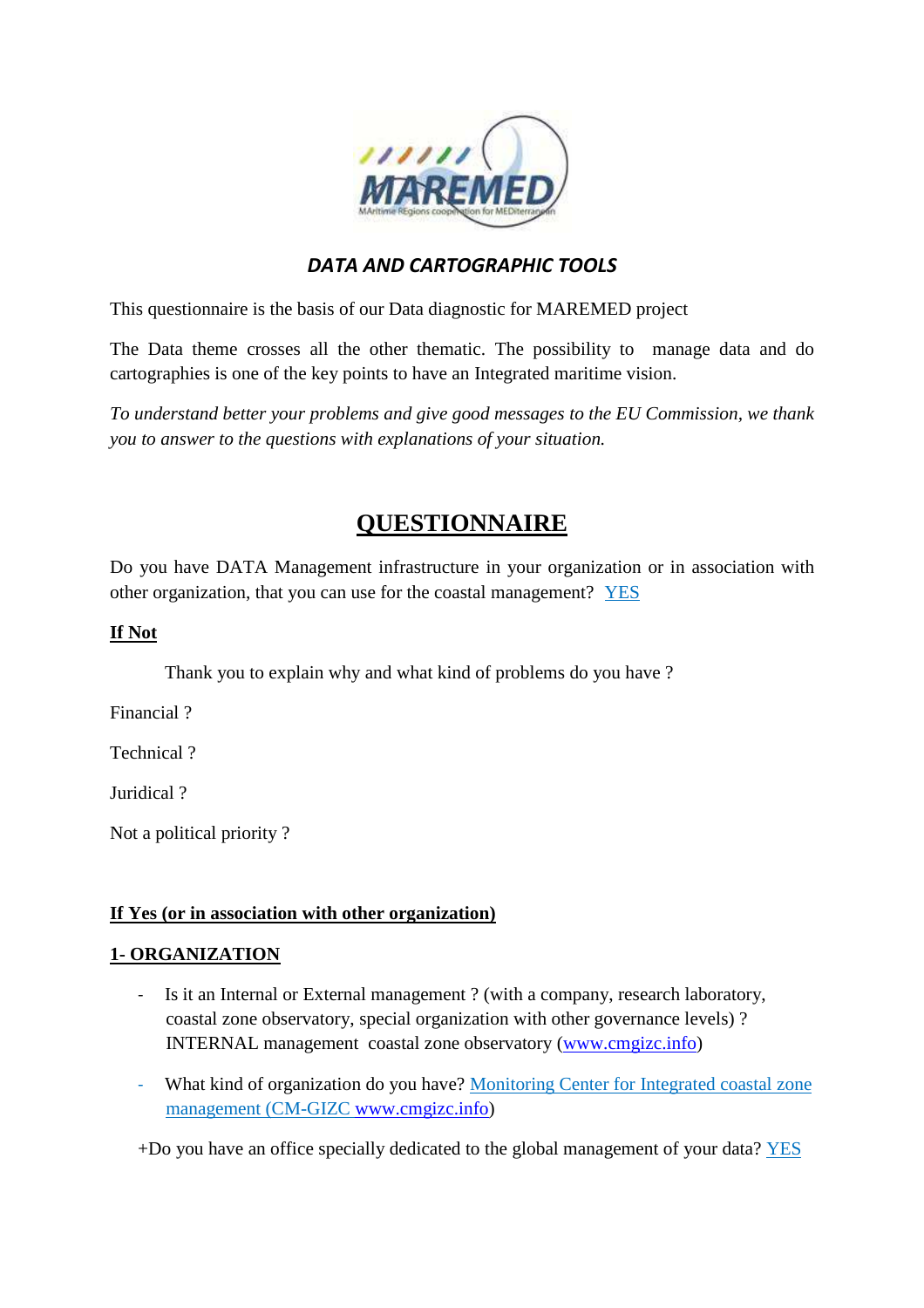## *DATA AND CARTOGRAPHIC TOOLS*

This questionnaire is the basis of our Data diagnostic for MAREMED project

The Data theme crosses all the other thematic. The possibility to manage data and do cartographies is one of the key points to have an Integrated maritime vision.

*To understand better your problems and give good messages to the EU Commission, we thank you to answer to the questions with explanations of your situation.*

# QUESTIONNAIRE

Do you have DATA Management infrastructure in your organization or in association with other organization, that you can use for the coastal management? YES

**If Not**

Thank you to explain why and what kind of problems do you have ?

Financial ?

Technical ?

Juridical ?

Not a political priority ?

**If Yes (or in association with other organization)**

**1- ORGANIZATION**

- Is it an Internal or External management ? (with a company, research laboratory, coastal zone observatory, special organization with other governance levels) ? INTERNAL management coastal zone observatory (www.cmgizc.info)
- What kind of organization do you have? Monitoring Center for Integrated coastal zone management (CM-GIZC www.cmgizc.info)

+Do you have an office specially dedicated to the global management of your data? YES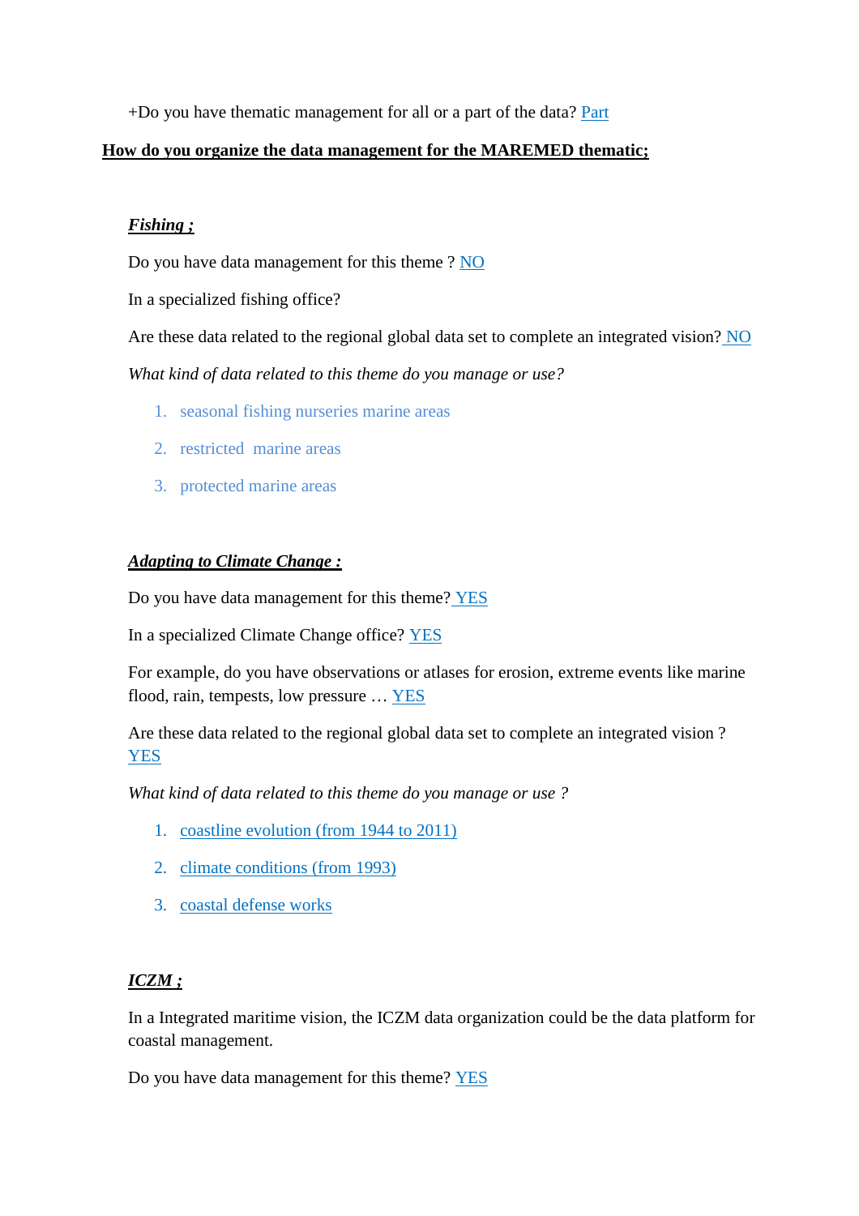+Do you have thematic management for all or a part of the data? Part

**How do you organize the data management for the MAREMED thematic;**

***Fishing ;***

Do you have data management for this theme ? NO

In a specialized fishing office?

Are these data related to the regional global data set to complete an integrated vision? NO

*What kind of data related to this theme do you manage or use?*

1. seasonal fishing nurseries marine areas
2. restricted marine areas
3. protected marine areas

***Adapting to Climate Change :***

Do you have data management for this theme? YES

In a specialized Climate Change office? YES

For example, do you have observations or atlases for erosion, extreme events like marine flood, rain, tempests, low pressure … YES

Are these data related to the regional global data set to complete an integrated vision ? YES

*What kind of data related to this theme do you manage or use ?*

1. coastline evolution (from 1944 to 2011)
2. climate conditions (from 1993)
3. coastal defense works

***ICZM ;***

In a Integrated maritime vision, the ICZM data organization could be the data platform for coastal management.

Do you have data management for this theme? YES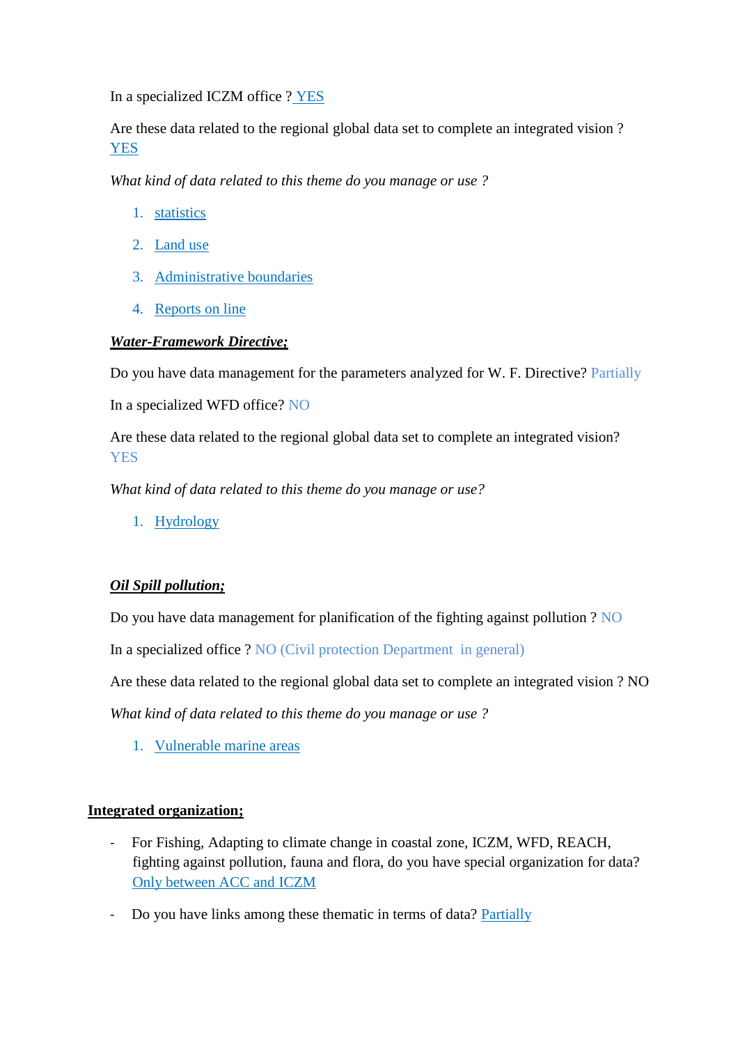In a specialized ICZM office ? YES

Are these data related to the regional global data set to complete an integrated vision ? YES

*What kind of data related to this theme do you manage or use ?*

1. statistics
2. Land use
3. Administrative boundaries
4. Reports on line

***Water-Framework Directive;***

Do you have data management for the parameters analyzed for W. F. Directive? Partially

In a specialized WFD office? NO

Are these data related to the regional global data set to complete an integrated vision? YES

*What kind of data related to this theme do you manage or use?*

1. Hydrology

***Oil Spill pollution;***

Do you have data management for planification of the fighting against pollution ? NO

In a specialized office ? NO (Civil protection Department in general)

Are these data related to the regional global data set to complete an integrated vision ? NO

*What kind of data related to this theme do you manage or use ?*

1. Vulnerable marine areas

**Integrated organization;**

- For Fishing, Adapting to climate change in coastal zone, ICZM, WFD, REACH, fighting against pollution, fauna and flora, do you have special organization for data? Only between ACC and ICZM
- Do you have links among these thematic in terms of data? Partially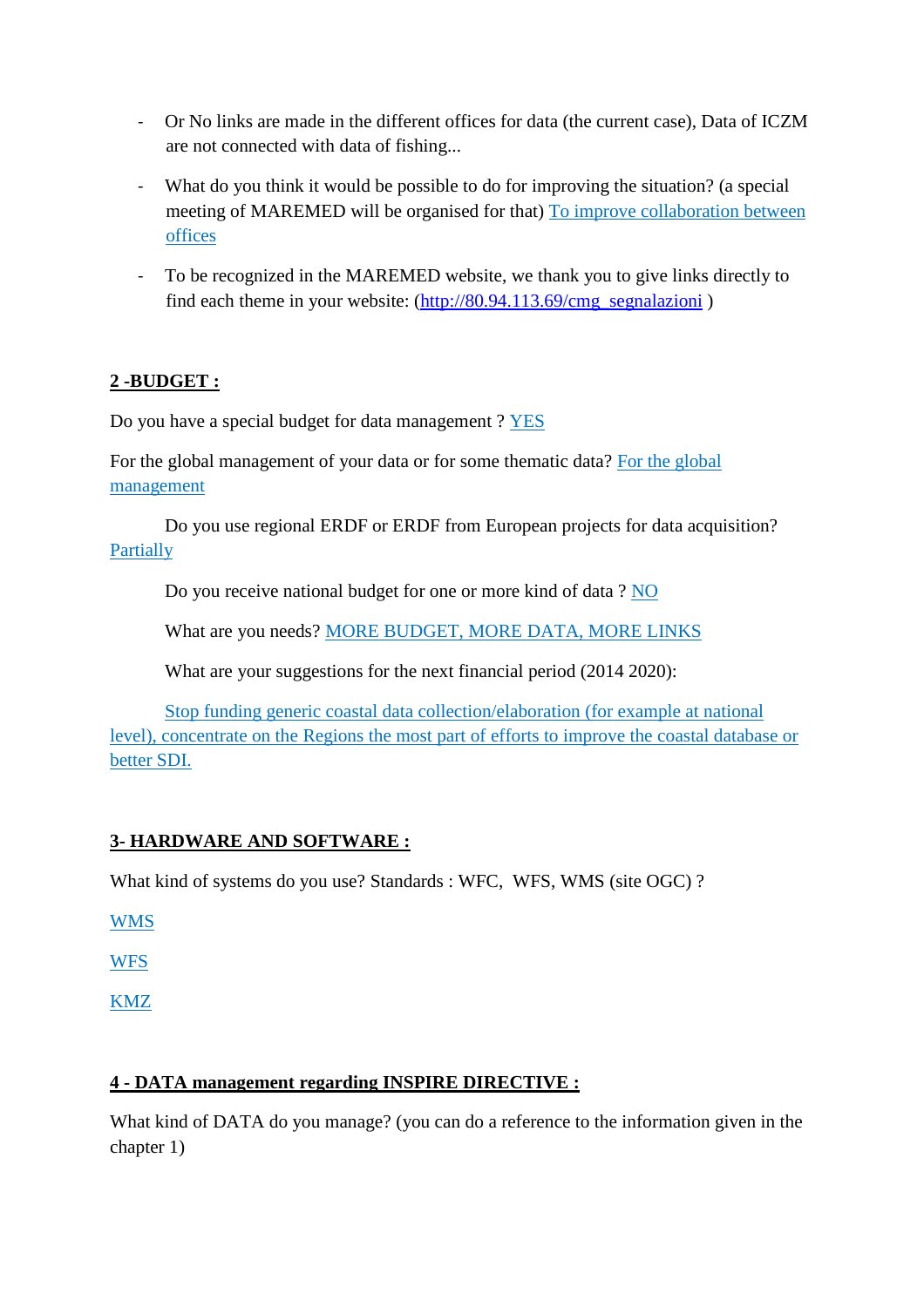- Or No links are made in the different offices for data (the current case), Data of ICZM are not connected with data of fishing...
- What do you think it would be possible to do for improving the situation? (a special meeting of MAREMED will be organised for that) To improve collaboration between offices
- To be recognized in the MAREMED website, we thank you to give links directly to find each theme in your website: (http://80.94.113.69/cmg_segnalazioni )

## 2 -BUDGET :

Do you have a special budget for data management ? YES

For the global management of your data or for some thematic data? For the global management

Do you use regional ERDF or ERDF from European projects for data acquisition? Partially

Do you receive national budget for one or more kind of data ? NO

What are you needs? MORE BUDGET, MORE DATA, MORE LINKS

What are your suggestions for the next financial period (2014 2020):

Stop funding generic coastal data collection/elaboration (for example at national level), concentrate on the Regions the most part of efforts to improve the coastal database or better SDI.

## 3- HARDWARE AND SOFTWARE :

What kind of systems do you use? Standards : WFC, WFS, WMS (site OGC) ?

WMS

WFS

KMZ

## 4 - DATA management regarding INSPIRE DIRECTIVE :

What kind of DATA do you manage? (you can do a reference to the information given in the chapter 1)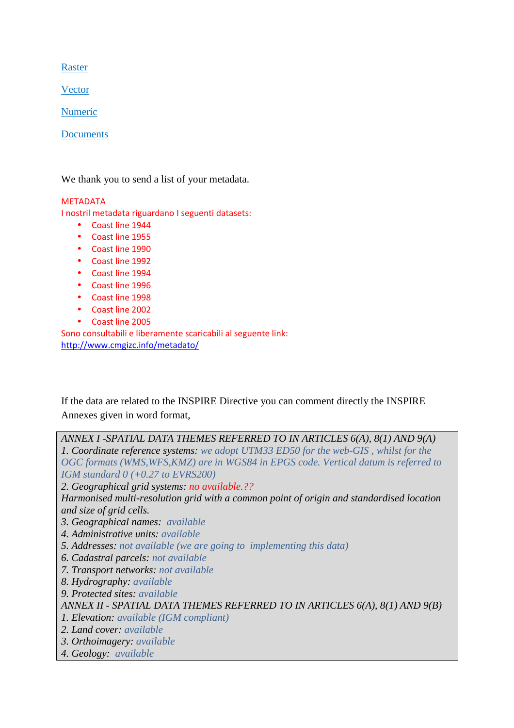[Raster](#)

[Vector](#)

[Numeric](#)

[Documents](#)

We thank you to send a list of your metadata.

METADATA

I nostril metadata riguardano I seguenti datasets:

- Coast line 1944
- Coast line 1955
- Coast line 1990
- Coast line 1992
- Coast line 1994
- Coast line 1996
- Coast line 1998
- Coast line 2002
- Coast line 2005

Sono consultabili e liberamente scaricabili al seguente link:
http://www.cmgizc.info/metadato/

If the data are related to the INSPIRE Directive you can comment directly the INSPIRE Annexes given in word format,

*ANNEX I -SPATIAL DATA THEMES REFERRED TO IN ARTICLES 6(A), 8(1) AND 9(A)*
*1. Coordinate reference systems: we adopt UTM33 ED50 for the web-GIS , whilst for the OGC formats (WMS,WFS,KMZ) are in WGS84 in EPGS code. Vertical datum is referred to IGM standard 0 (+0.27 to EVRS200)*
*2. Geographical grid systems: no available.??*
*Harmonised multi-resolution grid with a common point of origin and standardised location and size of grid cells.*
*3. Geographical names: available*
*4. Administrative units: available*
*5. Addresses: not available (we are going to implementing this data)*
*6. Cadastral parcels: not available*
*7. Transport networks: not available*
*8. Hydrography: available*
*9. Protected sites: available*
*ANNEX II - SPATIAL DATA THEMES REFERRED TO IN ARTICLES 6(A), 8(1) AND 9(B)*
*1. Elevation: available (IGM compliant)*
*2. Land cover: available*
*3. Orthoimagery: available*
*4. Geology: available*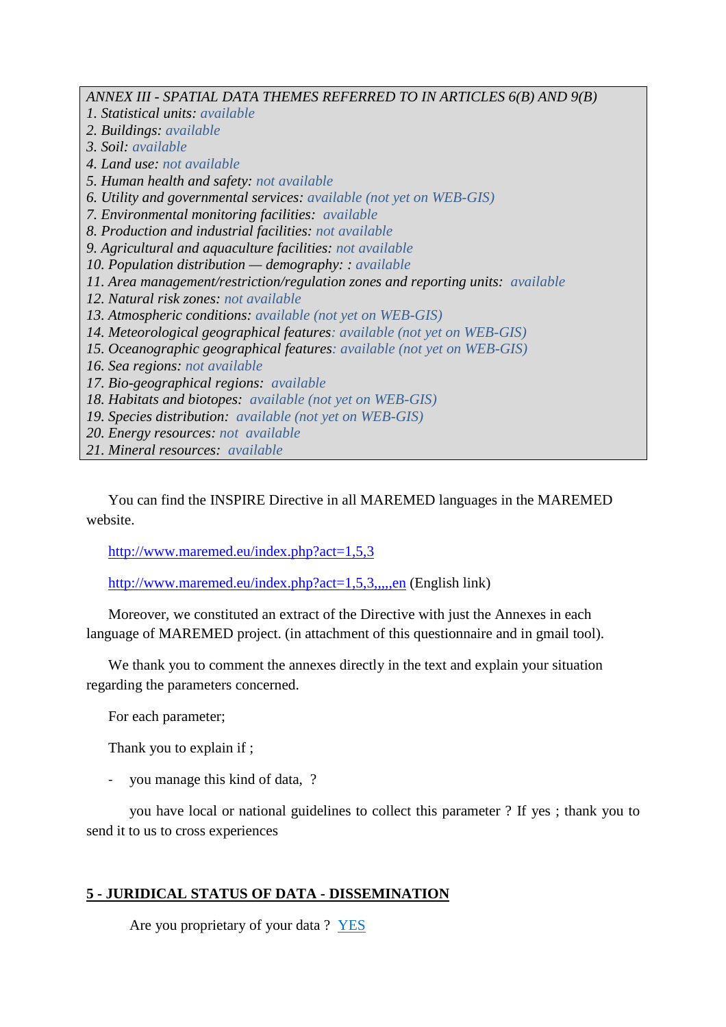*ANNEX III - SPATIAL DATA THEMES REFERRED TO IN ARTICLES 6(B) AND 9(B)*
*1. Statistical units:* available
*2. Buildings:* available
*3. Soil:* available
*4. Land use:* not available
*5. Human health and safety:* not available
*6. Utility and governmental services:* available (not yet on WEB-GIS)
*7. Environmental monitoring facilities:* available
*8. Production and industrial facilities:* not available
*9. Agricultural and aquaculture facilities:* not available
*10. Population distribution — demography: :* available
*11. Area management/restriction/regulation zones and reporting units:* available
*12. Natural risk zones:* not available
*13. Atmospheric conditions:* available (not yet on WEB-GIS)
*14. Meteorological geographical features:* available (not yet on WEB-GIS)
*15. Oceanographic geographical features:* available (not yet on WEB-GIS)
*16. Sea regions:* not available
*17. Bio-geographical regions:* available
*18. Habitats and biotopes:* available (not yet on WEB-GIS)
*19. Species distribution:* available (not yet on WEB-GIS)
*20. Energy resources:* not available
*21. Mineral resources:* available

You can find the INSPIRE Directive in all MAREMED languages in the MAREMED website.

http://www.maremed.eu/index.php?act=1,5,3

http://www.maremed.eu/index.php?act=1,5,3,,,,,en (English link)

Moreover, we constituted an extract of the Directive with just the Annexes in each language of MAREMED project. (in attachment of this questionnaire and in gmail tool).

We thank you to comment the annexes directly in the text and explain your situation regarding the parameters concerned.

For each parameter;

Thank you to explain if ;

- you manage this kind of data, ?

you have local or national guidelines to collect this parameter ? If yes ; thank you to send it to us to cross experiences

## 5 - JURIDICAL STATUS OF DATA - DISSEMINATION

Are you proprietary of your data ? YES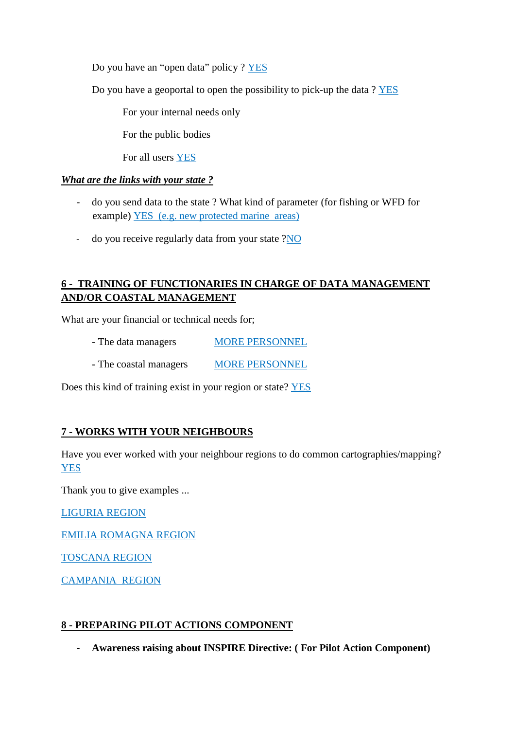Do you have an "open data" policy ? YES

Do you have a geoportal to open the possibility to pick-up the data ? YES

For your internal needs only

For the public bodies

For all users YES

***What are the links with your state ?***

- do you send data to the state ? What kind of parameter (for fishing or WFD for example) YES (e.g. new protected marine areas)
- do you receive regularly data from your state ?NO

## 6 - TRAINING OF FUNCTIONARIES IN CHARGE OF DATA MANAGEMENT AND/OR COASTAL MANAGEMENT

What are your financial or technical needs for;

- The data managers MORE PERSONNEL
- The coastal managers MORE PERSONNEL

Does this kind of training exist in your region or state? YES

## 7 - WORKS WITH YOUR NEIGHBOURS

Have you ever worked with your neighbour regions to do common cartographies/mapping? YES

Thank you to give examples ...

LIGURIA REGION

EMILIA ROMAGNA REGION

TOSCANA REGION

CAMPANIA REGION

## 8 - PREPARING PILOT ACTIONS COMPONENT

- **Awareness raising about INSPIRE Directive: ( For Pilot Action Component)**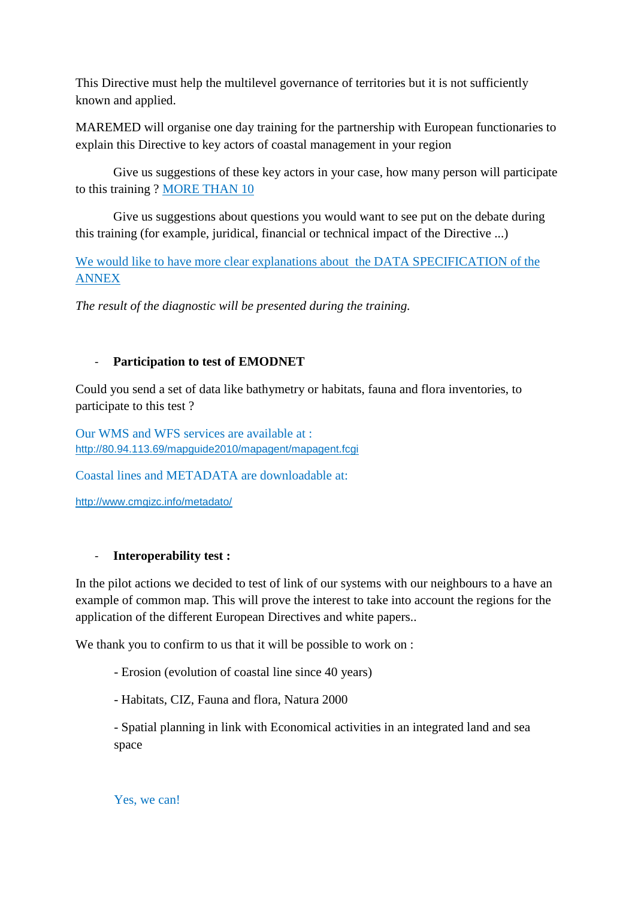This Directive must help the multilevel governance of territories but it is not sufficiently known and applied.

MAREMED will organise one day training for the partnership with European functionaries to explain this Directive to key actors of coastal management in your region

Give us suggestions of these key actors in your case, how many person will participate to this training ? MORE THAN 10

Give us suggestions about questions you would want to see put on the debate during this training (for example, juridical, financial or technical impact of the Directive ...)

We would like to have more clear explanations about  the DATA SPECIFICATION of the ANNEX

*The result of the diagnostic will be presented during the training.*

- **Participation to test of EMODNET**

Could you send a set of data like bathymetry or habitats, fauna and flora inventories, to participate to this test ?

Our WMS and WFS services are available at :
http://80.94.113.69/mapguide2010/mapagent/mapagent.fcgi

Coastal lines and METADATA are downloadable at:

http://www.cmgizc.info/metadato/

- **Interoperability test :**

In the pilot actions we decided to test of link of our systems with our neighbours to a have an example of common map. This will prove the interest to take into account the regions for the application of the different European Directives and white papers..

We thank you to confirm to us that it will be possible to work on :

- Erosion (evolution of coastal line since 40 years)
- Habitats, CIZ, Fauna and flora, Natura 2000
- Spatial planning in link with Economical activities in an integrated land and sea space

Yes, we can!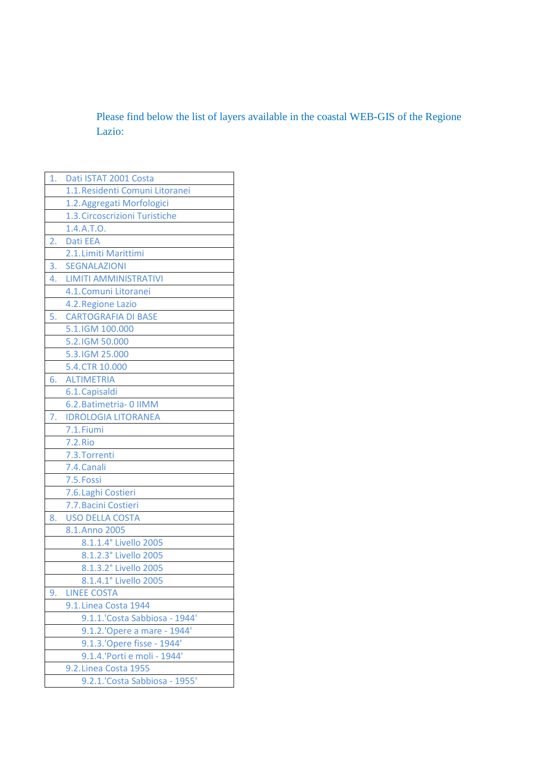Please find below the list of layers available in the coastal WEB-GIS of the Regione Lazio:

| |
|---|
| 1. Dati ISTAT 2001 Costa |
| 1.1. Residenti Comuni Litoranei |
| 1.2. Aggregati Morfologici |
| 1.3. Circoscrizioni Turistiche |
| 1.4. A.T.O. |
| 2. Dati EEA |
| 2.1. Limiti Marittimi |
| 3. SEGNALAZIONI |
| 4. LIMITI AMMINISTRATIVI |
| 4.1. Comuni Litoranei |
| 4.2. Regione Lazio |
| 5. CARTOGRAFIA DI BASE |
| 5.1. IGM 100.000 |
| 5.2. IGM 50.000 |
| 5.3. IGM 25.000 |
| 5.4. CTR 10.000 |
| 6. ALTIMETRIA |
| 6.1. Capisaldi |
| 6.2. Batimetria- 0 IIMM |
| 7. IDROLOGIA LITORANEA |
| 7.1. Fiumi |
| 7.2. Rio |
| 7.3. Torrenti |
| 7.4. Canali |
| 7.5. Fossi |
| 7.6. Laghi Costieri |
| 7.7. Bacini Costieri |
| 8. USO DELLA COSTA |
| 8.1. Anno 2005 |
| 8.1.1. 4° Livello 2005 |
| 8.1.2. 3° Livello 2005 |
| 8.1.3. 2° Livello 2005 |
| 8.1.4. 1° Livello 2005 |
| 9. LINEE COSTA |
| 9.1. Linea Costa 1944 |
| 9.1.1. 'Costa Sabbiosa - 1944' |
| 9.1.2. 'Opere a mare - 1944' |
| 9.1.3. 'Opere fisse - 1944' |
| 9.1.4. 'Porti e moli - 1944' |
| 9.2. Linea Costa 1955 |
| 9.2.1. 'Costa Sabbiosa - 1955' |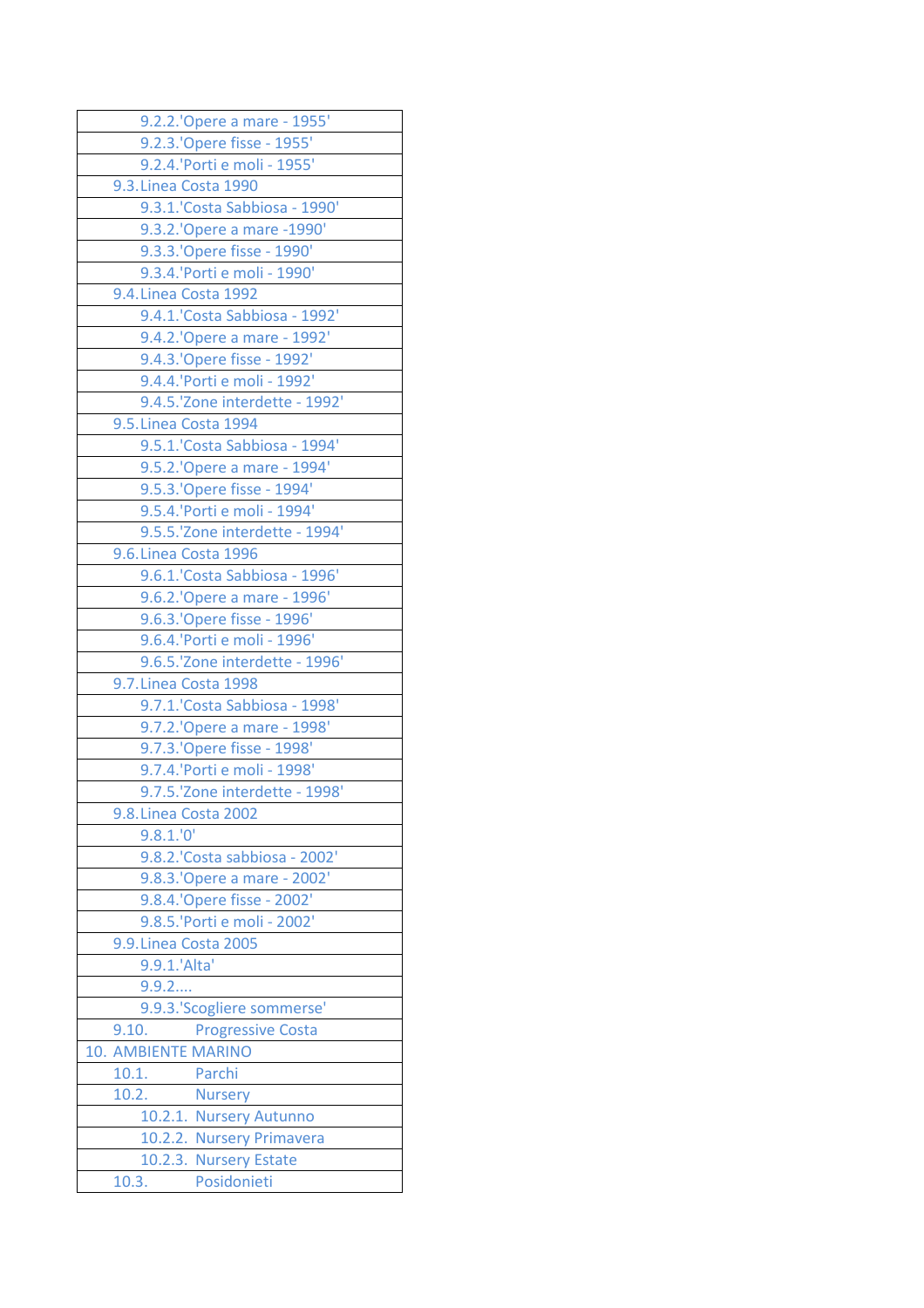| |
|---|
| 9.2.2.'Opere a mare - 1955' |
| 9.2.3.'Opere fisse - 1955' |
| 9.2.4.'Porti e moli - 1955' |
| 9.3. Linea Costa 1990 |
| 9.3.1.'Costa Sabbiosa - 1990' |
| 9.3.2.'Opere a mare -1990' |
| 9.3.3.'Opere fisse - 1990' |
| 9.3.4.'Porti e moli - 1990' |
| 9.4. Linea Costa 1992 |
| 9.4.1.'Costa Sabbiosa - 1992' |
| 9.4.2.'Opere a mare - 1992' |
| 9.4.3.'Opere fisse - 1992' |
| 9.4.4.'Porti e moli - 1992' |
| 9.4.5.'Zone interdette - 1992' |
| 9.5. Linea Costa 1994 |
| 9.5.1.'Costa Sabbiosa - 1994' |
| 9.5.2.'Opere a mare - 1994' |
| 9.5.3.'Opere fisse - 1994' |
| 9.5.4.'Porti e moli - 1994' |
| 9.5.5.'Zone interdette - 1994' |
| 9.6. Linea Costa 1996 |
| 9.6.1.'Costa Sabbiosa - 1996' |
| 9.6.2.'Opere a mare - 1996' |
| 9.6.3.'Opere fisse - 1996' |
| 9.6.4.'Porti e moli - 1996' |
| 9.6.5.'Zone interdette - 1996' |
| 9.7. Linea Costa 1998 |
| 9.7.1.'Costa Sabbiosa - 1998' |
| 9.7.2.'Opere a mare - 1998' |
| 9.7.3.'Opere fisse - 1998' |
| 9.7.4.'Porti e moli - 1998' |
| 9.7.5.'Zone interdette - 1998' |
| 9.8. Linea Costa 2002 |
| 9.8.1.'0' |
| 9.8.2.'Costa sabbiosa - 2002' |
| 9.8.3.'Opere a mare - 2002' |
| 9.8.4.'Opere fisse - 2002' |
| 9.8.5.'Porti e moli - 2002' |
| 9.9. Linea Costa 2005 |
| 9.9.1.'Alta' |
| 9.9.2.... |
| 9.9.3.'Scogliere sommerse' |
| 9.10. Progressive Costa |
| 10. AMBIENTE MARINO |
| 10.1. Parchi |
| 10.2. Nursery |
| 10.2.1. Nursery Autunno |
| 10.2.2. Nursery Primavera |
| 10.2.3. Nursery Estate |
| 10.3. Posidonieti |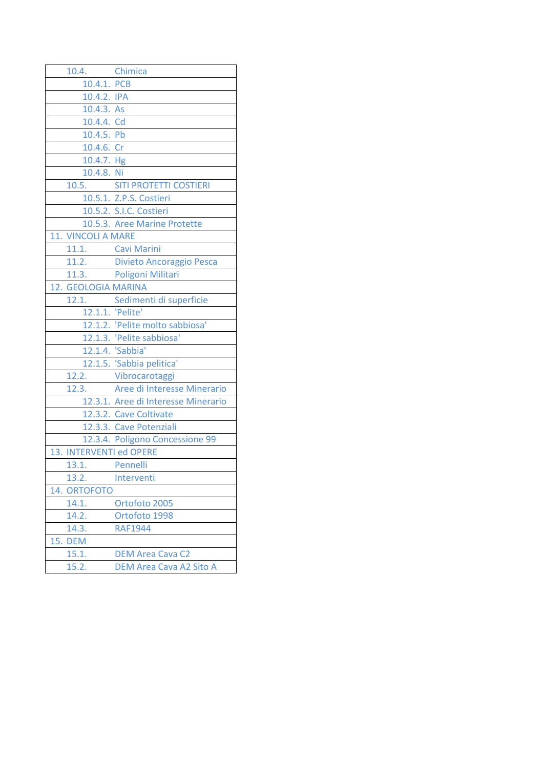| |
|---|
| 10.4. Chimica |
| 10.4.1. PCB |
| 10.4.2. IPA |
| 10.4.3. As |
| 10.4.4. Cd |
| 10.4.5. Pb |
| 10.4.6. Cr |
| 10.4.7. Hg |
| 10.4.8. Ni |
| 10.5. SITI PROTETTI COSTIERI |
| 10.5.1. Z.P.S. Costieri |
| 10.5.2. S.I.C. Costieri |
| 10.5.3. Aree Marine Protette |
| 11. VINCOLI A MARE |
| 11.1. Cavi Marini |
| 11.2. Divieto Ancoraggio Pesca |
| 11.3. Poligoni Militari |
| 12. GEOLOGIA MARINA |
| 12.1. Sedimenti di superficie |
| 12.1.1. 'Pelite' |
| 12.1.2. 'Pelite molto sabbiosa' |
| 12.1.3. 'Pelite sabbiosa' |
| 12.1.4. 'Sabbia' |
| 12.1.5. 'Sabbia pelitica' |
| 12.2. Vibrocarotaggi |
| 12.3. Aree di Interesse Minerario |
| 12.3.1. Aree di Interesse Minerario |
| 12.3.2. Cave Coltivate |
| 12.3.3. Cave Potenziali |
| 12.3.4. Poligono Concessione 99 |
| 13. INTERVENTI ed OPERE |
| 13.1. Pennelli |
| 13.2. Interventi |
| 14. ORTOFOTO |
| 14.1. Ortofoto 2005 |
| 14.2. Ortofoto 1998 |
| 14.3. RAF1944 |
| 15. DEM |
| 15.1. DEM Area Cava C2 |
| 15.2. DEM Area Cava A2 Sito A |